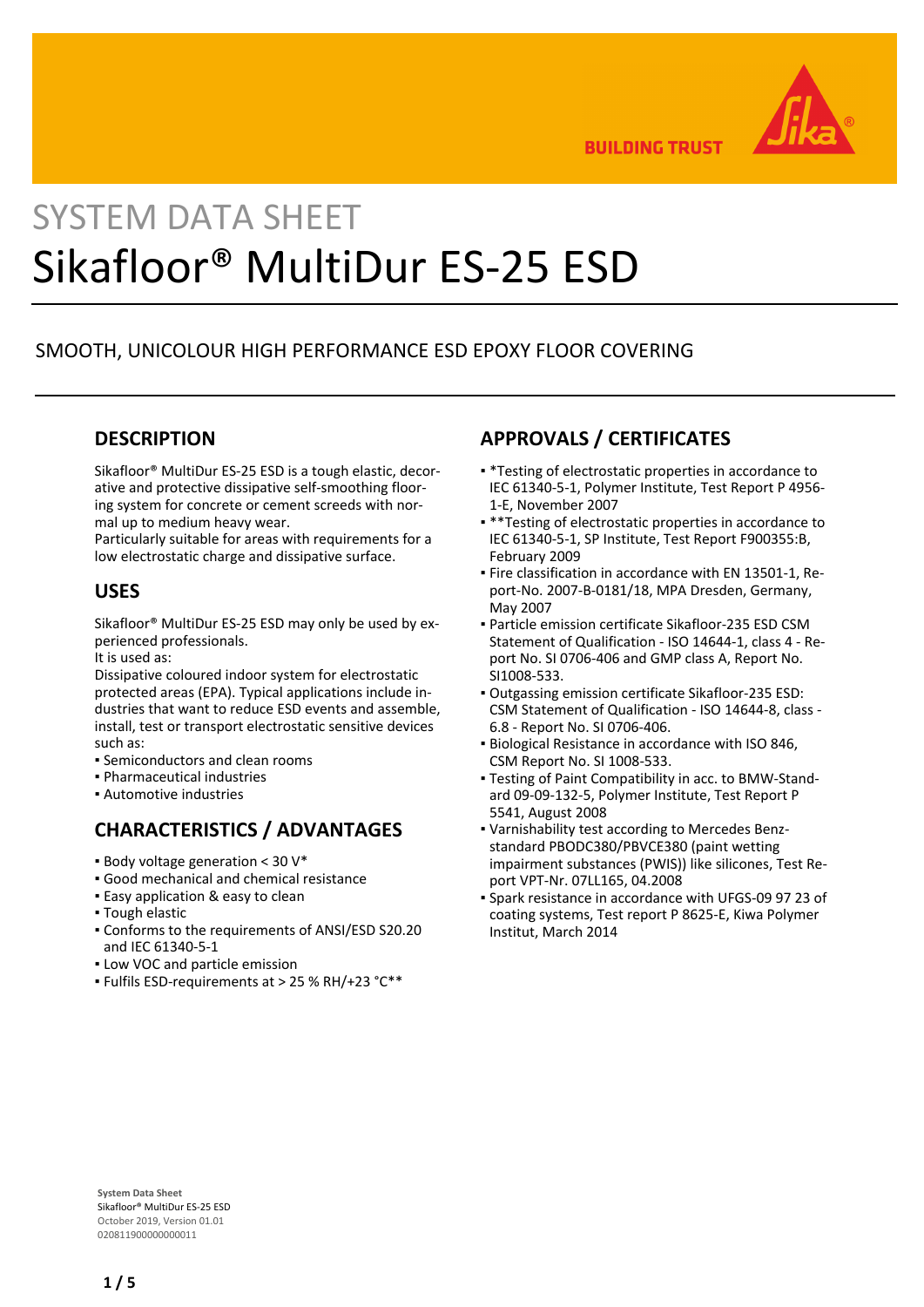SYSTEM DATA SHEET

# Sikafloor® MultiDur ES-25 ESD

SMOOTH, UNICOLOUR HIGH PERFORMANCE ESD EPOXY FLOOR COVERING

## DESCRIPTION

Sikafloor® MultiDur ES-25 ESD is a tough elastic, decorative and protective dissipative self-smoothing flooring system for concrete or cement screeds with normal up to medium heavy wear.
Particularly suitable for areas with requirements for a low electrostatic charge and dissipative surface.

## USES

Sikafloor® MultiDur ES-25 ESD may only be used by experienced professionals.
It is used as:
Dissipative coloured indoor system for electrostatic protected areas (EPA). Typical applications include industries that want to reduce ESD events and assemble, install, test or transport electrostatic sensitive devices such as:

- Semiconductors and clean rooms
- Pharmaceutical industries
- Automotive industries

## CHARACTERISTICS / ADVANTAGES

- Body voltage generation < 30 V*
- Good mechanical and chemical resistance
- Easy application & easy to clean
- Tough elastic
- Conforms to the requirements of ANSI/ESD S20.20 and IEC 61340-5-1
- Low VOC and particle emission
- Fulfils ESD-requirements at > 25 % RH/+23 °C**

## APPROVALS / CERTIFICATES

- *Testing of electrostatic properties in accordance to IEC 61340-5-1, Polymer Institute, Test Report P 4956-1-E, November 2007
- **Testing of electrostatic properties in accordance to IEC 61340-5-1, SP Institute, Test Report F900355:B, February 2009
- Fire classification in accordance with EN 13501-1, Report-No. 2007-B-0181/18, MPA Dresden, Germany, May 2007
- Particle emission certificate Sikafloor-235 ESD CSM Statement of Qualification - ISO 14644-1, class 4 - Report No. SI 0706-406 and GMP class A, Report No. SI1008-533.
- Outgassing emission certificate Sikafloor-235 ESD: CSM Statement of Qualification - ISO 14644-8, class -6.8 - Report No. SI 0706-406.
- Biological Resistance in accordance with ISO 846, CSM Report No. SI 1008-533.
- Testing of Paint Compatibility in acc. to BMW-Standard 09-09-132-5, Polymer Institute, Test Report P 5541, August 2008
- Varnishability test according to Mercedes Benz-standard PBODC380/PBVCE380 (paint wetting impairment substances (PWIS)) like silicones, Test Report VPT-Nr. 07LL165, 04.2008
- Spark resistance in accordance with UFGS-09 97 23 of coating systems, Test report P 8625-E, Kiwa Polymer Institut, March 2014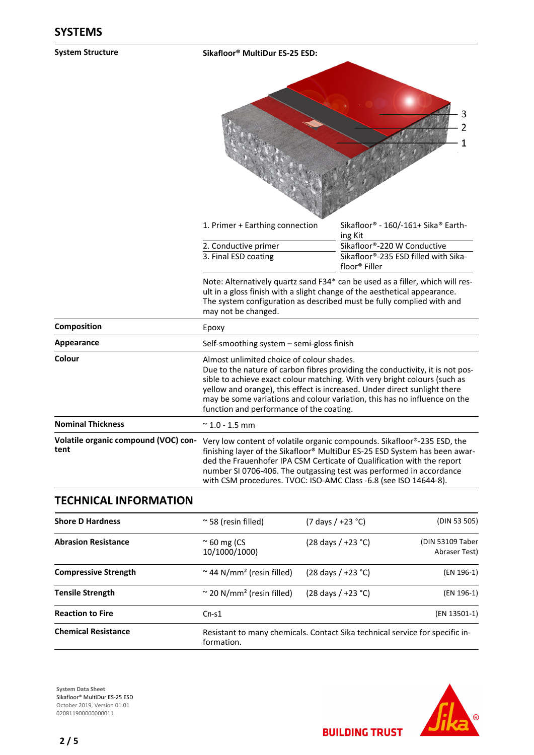## SYSTEMS

| | |
|---|---|
| **System Structure** | **Sikafloor® MultiDur ES-25 ESD:** |

| Layer | Product |
|---|---|
| 1. Primer + Earthing connection | Sikafloor® - 160/-161+ Sika® Earthing Kit |
| 2. Conductive primer | Sikafloor®-220 W Conductive |
| 3. Final ESD coating | Sikafloor®-235 ESD filled with Sikafloor® Filler |

Note: Alternatively quartz sand F34* can be used as a filler, which will result in a gloss finish with a slight change of the aesthetical appearance. The system configuration as described must be fully complied with and may not be changed.

| | |
|---|---|
| **Composition** | Epoxy |
| **Appearance** | Self-smoothing system – semi-gloss finish |
| **Colour** | Almost unlimited choice of colour shades. Due to the nature of carbon fibres providing the conductivity, it is not possible to achieve exact colour matching. With very bright colours (such as yellow and orange), this effect is increased. Under direct sunlight there may be some variations and colour variation, this has no influence on the function and performance of the coating. |
| **Nominal Thickness** | ~ 1.0 - 1.5 mm |
| **Volatile organic compound (VOC) content** | Very low content of volatile organic compounds. Sikafloor®-235 ESD, the finishing layer of the Sikafloor® MultiDur ES-25 ESD System has been awarded the Frauenhofer IPA CSM Certicate of Qualification with the report number SI 0706-406. The outgassing test was performed in accordance with CSM procedures. TVOC: ISO-AMC Class -6.8 (see ISO 14644-8). |

## TECHNICAL INFORMATION

| | | | |
|---|---|---|---|
| **Shore D Hardness** | ~ 58 (resin filled) | (7 days / +23 °C) | (DIN 53 505) |
| **Abrasion Resistance** | ~ 60 mg (CS 10/1000/1000) | (28 days / +23 °C) | (DIN 53109 Taber Abraser Test) |
| **Compressive Strength** | ~ 44 N/mm² (resin filled) | (28 days / +23 °C) | (EN 196-1) |
| **Tensile Strength** | ~ 20 N/mm² (resin filled) | (28 days / +23 °C) | (EN 196-1) |
| **Reaction to Fire** | Cfl-s1 | | (EN 13501-1) |
| **Chemical Resistance** | Resistant to many chemicals. Contact Sika technical service for specific information. | | |

**System Data Sheet**
Sikafloor® MultiDur ES-25 ESD
October 2019, Version 01.01
020811900000000011

BUILDING TRUST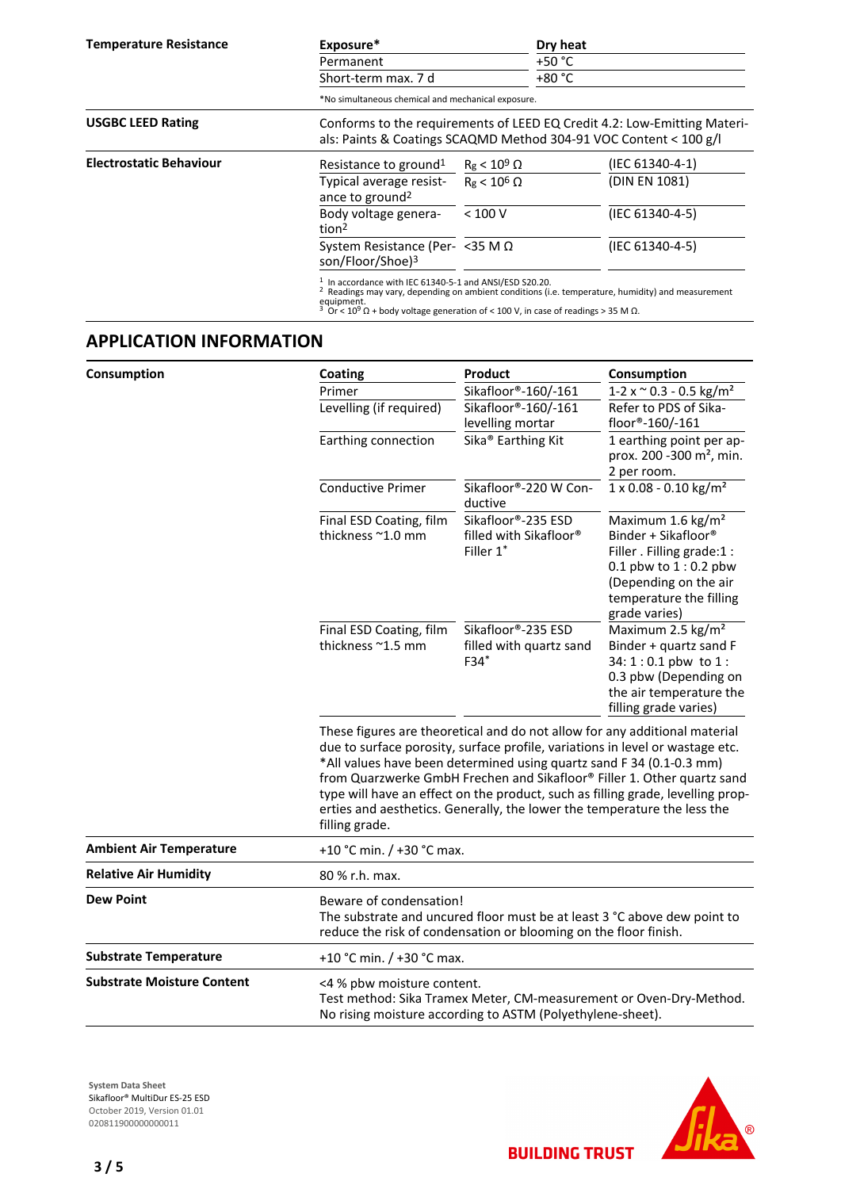| | | |
|---|---|---|
| **Temperature Resistance** | **Exposure*** | **Dry heat** |
| | Permanent | +50 °C |
| | Short-term max. 7 d | +80 °C |
| | *No simultaneous chemical and mechanical exposure. | |

| | |
|---|---|
| **USGBC LEED Rating** | Conforms to the requirements of LEED EQ Credit 4.2: Low-Emitting Materials: Paints & Coatings SCAQMD Method 304-91 VOC Content < 100 g/l |

| | | | |
|---|---|---|---|
| **Electrostatic Behaviour** | Resistance to ground[1] | $R_g < 10^9\ \Omega$ | (IEC 61340-4-1) |
| | Typical average resistance to ground[2] | $R_g < 10^6\ \Omega$ | (DIN EN 1081) |
| | Body voltage generation[2] | < 100 V | (IEC 61340-4-5) |
| | System Resistance (Person/Floor/Shoe)[3] | <35 M Ω | (IEC 61340-4-5) |

[1] In accordance with IEC 61340-5-1 and ANSI/ESD S20.20.
[2] Readings may vary, depending on ambient conditions (i.e. temperature, humidity) and measurement equipment.
[3] Or < $10^9\ \Omega$ + body voltage generation of < 100 V, in case of readings > 35 M Ω.

## APPLICATION INFORMATION

| | | | |
|---|---|---|---|
| **Consumption** | **Coating** | **Product** | **Consumption** |
| | Primer | Sikafloor®-160/-161 | 1-2 x ~ 0.3 - 0.5 kg/m² |
| | Levelling (if required) | Sikafloor®-160/-161 levelling mortar | Refer to PDS of Sikafloor®-160/-161 |
| | Earthing connection | Sika® Earthing Kit | 1 earthing point per approx. 200 -300 m², min. 2 per room. |
| | Conductive Primer | Sikafloor®-220 W Conductive | 1 x 0.08 - 0.10 kg/m² |
| | Final ESD Coating, film thickness ~1.0 mm | Sikafloor®-235 ESD filled with Sikafloor® Filler 1* | Maximum 1.6 kg/m² Binder + Sikafloor® Filler . Filling grade:1 : 0.1 pbw to 1 : 0.2 pbw (Depending on the air temperature the filling grade varies) |
| | Final ESD Coating, film thickness ~1.5 mm | Sikafloor®-235 ESD filled with quartz sand F34* | Maximum 2.5 kg/m² Binder + quartz sand F 34: 1 : 0.1 pbw to 1 : 0.3 pbw (Depending on the air temperature the filling grade varies) |

These figures are theoretical and do not allow for any additional material due to surface porosity, surface profile, variations in level or wastage etc.
*All values have been determined using quartz sand F 34 (0.1-0.3 mm) from Quarzwerke GmbH Frechen and Sikafloor® Filler 1. Other quartz sand type will have an effect on the product, such as filling grade, levelling properties and aesthetics. Generally, the lower the temperature the less the filling grade.

| | |
|---|---|
| **Ambient Air Temperature** | +10 °C min. / +30 °C max. |
| **Relative Air Humidity** | 80 % r.h. max. |
| **Dew Point** | Beware of condensation!<br>The substrate and uncured floor must be at least 3 °C above dew point to reduce the risk of condensation or blooming on the floor finish. |
| **Substrate Temperature** | +10 °C min. / +30 °C max. |
| **Substrate Moisture Content** | <4 % pbw moisture content.<br>Test method: Sika Tramex Meter, CM-measurement or Oven-Dry-Method.<br>No rising moisture according to ASTM (Polyethylene-sheet). |

**System Data Sheet**
Sikafloor® MultiDur ES-25 ESD
October 2019, Version 01.01
020811900000000011

BUILDING TRUST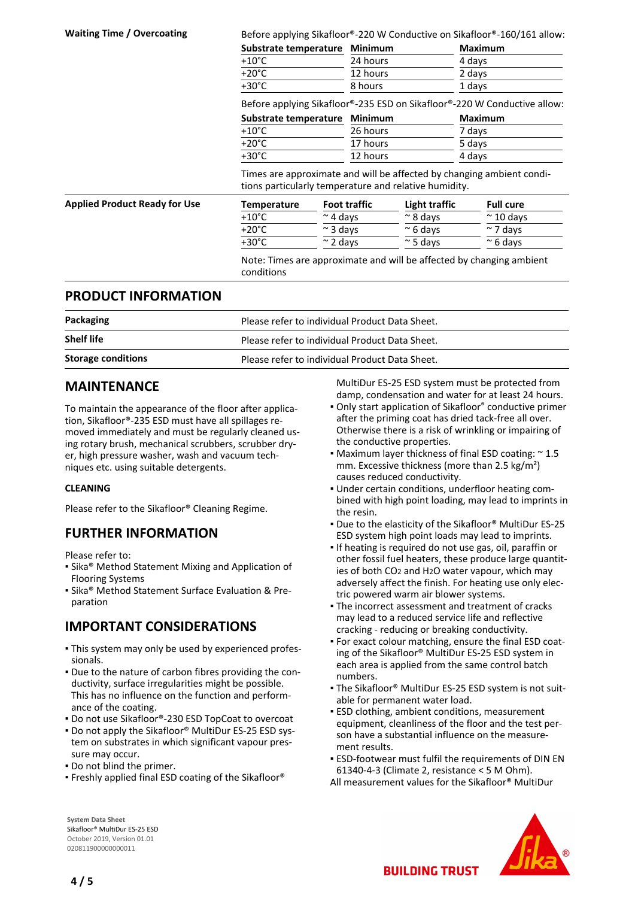**Waiting Time / Overcoating**

Before applying Sikafloor®-220 W Conductive on Sikafloor®-160/161 allow:

| Substrate temperature | Minimum | Maximum |
|---|---|---|
| +10°C | 24 hours | 4 days |
| +20°C | 12 hours | 2 days |
| +30°C | 8 hours | 1 days |

Before applying Sikafloor®-235 ESD on Sikafloor®-220 W Conductive allow:

| Substrate temperature | Minimum | Maximum |
|---|---|---|
| +10°C | 26 hours | 7 days |
| +20°C | 17 hours | 5 days |
| +30°C | 12 hours | 4 days |

Times are approximate and will be affected by changing ambient conditions particularly temperature and relative humidity.

**Applied Product Ready for Use**

| Temperature | Foot traffic | Light traffic | Full cure |
|---|---|---|---|
| +10°C | ~ 4 days | ~ 8 days | ~ 10 days |
| +20°C | ~ 3 days | ~ 6 days | ~ 7 days |
| +30°C | ~ 2 days | ~ 5 days | ~ 6 days |

Note: Times are approximate and will be affected by changing ambient conditions

## PRODUCT INFORMATION

| | |
|---|---|
| **Packaging** | Please refer to individual Product Data Sheet. |
| **Shelf life** | Please refer to individual Product Data Sheet. |
| **Storage conditions** | Please refer to individual Product Data Sheet. |

## MAINTENANCE

To maintain the appearance of the floor after application, Sikafloor®-235 ESD must have all spillages removed immediately and must be regularly cleaned using rotary brush, mechanical scrubbers, scrubber dryer, high pressure washer, wash and vacuum techniques etc. using suitable detergents.

### CLEANING

Please refer to the Sikafloor® Cleaning Regime.

## FURTHER INFORMATION

Please refer to:
- Sika® Method Statement Mixing and Application of Flooring Systems
- Sika® Method Statement Surface Evaluation & Preparation

## IMPORTANT CONSIDERATIONS

- This system may only be used by experienced professionals.
- Due to the nature of carbon fibres providing the conductivity, surface irregularities might be possible. This has no influence on the function and performance of the coating.
- Do not use Sikafloor®-230 ESD TopCoat to overcoat
- Do not apply the Sikafloor® MultiDur ES-25 ESD system on substrates in which significant vapour pressure may occur.
- Do not blind the primer.
- Freshly applied final ESD coating of the Sikafloor® MultiDur ES-25 ESD system must be protected from damp, condensation and water for at least 24 hours.
- Only start application of Sikafloor® conductive primer after the priming coat has dried tack-free all over. Otherwise there is a risk of wrinkling or impairing of the conductive properties.
- Maximum layer thickness of final ESD coating: ~ 1.5 mm. Excessive thickness (more than 2.5 kg/m²) causes reduced conductivity.
- Under certain conditions, underfloor heating combined with high point loading, may lead to imprints in the resin.
- Due to the elasticity of the Sikafloor® MultiDur ES-25 ESD system high point loads may lead to imprints.
- If heating is required do not use gas, oil, paraffin or other fossil fuel heaters, these produce large quantities of both $CO_2$ and $H_2O$ water vapour, which may adversely affect the finish. For heating use only electric powered warm air blower systems.
- The incorrect assessment and treatment of cracks may lead to a reduced service life and reflective cracking - reducing or breaking conductivity.
- For exact colour matching, ensure the final ESD coating of the Sikafloor® MultiDur ES-25 ESD system in each area is applied from the same control batch numbers.
- The Sikafloor® MultiDur ES-25 ESD system is not suitable for permanent water load.
- ESD clothing, ambient conditions, measurement equipment, cleanliness of the floor and the test person have a substantial influence on the measurement results.
- ESD-footwear must fulfil the requirements of DIN EN 61340-4-3 (Climate 2, resistance < 5 M Ohm).

All measurement values for the Sikafloor® MultiDur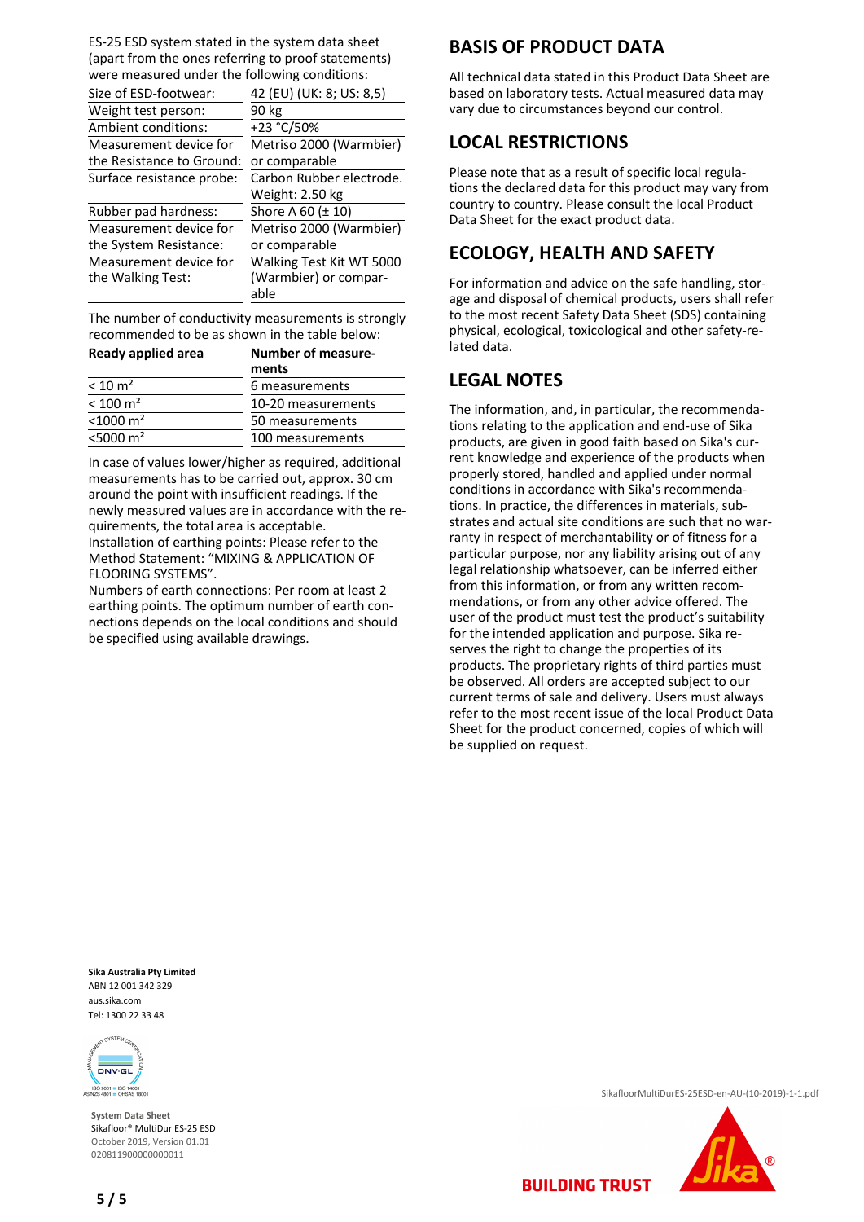ES-25 ESD system stated in the system data sheet (apart from the ones referring to proof statements) were measured under the following conditions:

| | |
|---|---|
| Size of ESD-footwear: | 42 (EU) (UK: 8; US: 8,5) |
| Weight test person: | 90 kg |
| Ambient conditions: | +23 °C/50% |
| Measurement device for the Resistance to Ground: | Metriso 2000 (Warmbier) or comparable |
| Surface resistance probe: | Carbon Rubber electrode. Weight: 2.50 kg |
| Rubber pad hardness: | Shore A 60 (± 10) |
| Measurement device for the System Resistance: | Metriso 2000 (Warmbier) or comparable |
| Measurement device for the Walking Test: | Walking Test Kit WT 5000 (Warmbier) or comparable |

The number of conductivity measurements is strongly recommended to be as shown in the table below:

| Ready applied area | Number of measurements |
|---|---|
| < 10 m² | 6 measurements |
| < 100 m² | 10-20 measurements |
| <1000 m² | 50 measurements |
| <5000 m² | 100 measurements |

In case of values lower/higher as required, additional measurements has to be carried out, approx. 30 cm around the point with insufficient readings. If the newly measured values are in accordance with the requirements, the total area is acceptable.
Installation of earthing points: Please refer to the Method Statement: "MIXING & APPLICATION OF FLOORING SYSTEMS".
Numbers of earth connections: Per room at least 2 earthing points. The optimum number of earth connections depends on the local conditions and should be specified using available drawings.

## BASIS OF PRODUCT DATA

All technical data stated in this Product Data Sheet are based on laboratory tests. Actual measured data may vary due to circumstances beyond our control.

## LOCAL RESTRICTIONS

Please note that as a result of specific local regulations the declared data for this product may vary from country to country. Please consult the local Product Data Sheet for the exact product data.

## ECOLOGY, HEALTH AND SAFETY

For information and advice on the safe handling, storage and disposal of chemical products, users shall refer to the most recent Safety Data Sheet (SDS) containing physical, ecological, toxicological and other safety-related data.

## LEGAL NOTES

The information, and, in particular, the recommendations relating to the application and end-use of Sika products, are given in good faith based on Sika's current knowledge and experience of the products when properly stored, handled and applied under normal conditions in accordance with Sika's recommendations. In practice, the differences in materials, substrates and actual site conditions are such that no warranty in respect of merchantability or of fitness for a particular purpose, nor any liability arising out of any legal relationship whatsoever, can be inferred either from this information, or from any written recommendations, or from any other advice offered. The user of the product must test the product's suitability for the intended application and purpose. Sika reserves the right to change the properties of its products. The proprietary rights of third parties must be observed. All orders are accepted subject to our current terms of sale and delivery. Users must always refer to the most recent issue of the local Product Data Sheet for the product concerned, copies of which will be supplied on request.

**Sika Australia Pty Limited**
ABN 12 001 342 329
aus.sika.com
Tel: 1300 22 33 48

**System Data Sheet**
Sikafloor® MultiDur ES-25 ESD
October 2019, Version 01.01
020811900000000011

SikafloorMultiDurES-25ESD-en-AU-(10-2019)-1-1.pdf

**BUILDING TRUST**